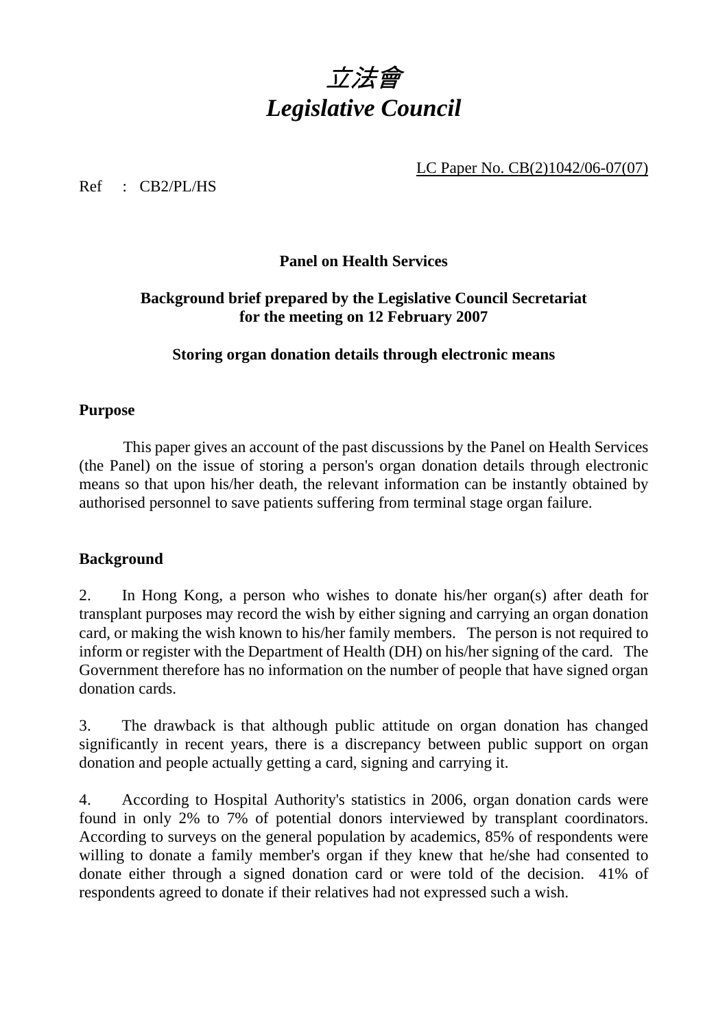# *立法會*
# *Legislative Council*

LC Paper No. CB(2)1042/06-07(07)

Ref : CB2/PL/HS

**Panel on Health Services**

**Background brief prepared by the Legislative Council Secretariat for the meeting on 12 February 2007**

**Storing organ donation details through electronic means**

**Purpose**

This paper gives an account of the past discussions by the Panel on Health Services (the Panel) on the issue of storing a person's organ donation details through electronic means so that upon his/her death, the relevant information can be instantly obtained by authorised personnel to save patients suffering from terminal stage organ failure.

**Background**

2. In Hong Kong, a person who wishes to donate his/her organ(s) after death for transplant purposes may record the wish by either signing and carrying an organ donation card, or making the wish known to his/her family members. The person is not required to inform or register with the Department of Health (DH) on his/her signing of the card. The Government therefore has no information on the number of people that have signed organ donation cards.

3. The drawback is that although public attitude on organ donation has changed significantly in recent years, there is a discrepancy between public support on organ donation and people actually getting a card, signing and carrying it.

4. According to Hospital Authority's statistics in 2006, organ donation cards were found in only 2% to 7% of potential donors interviewed by transplant coordinators. According to surveys on the general population by academics, 85% of respondents were willing to donate a family member's organ if they knew that he/she had consented to donate either through a signed donation card or were told of the decision. 41% of respondents agreed to donate if their relatives had not expressed such a wish.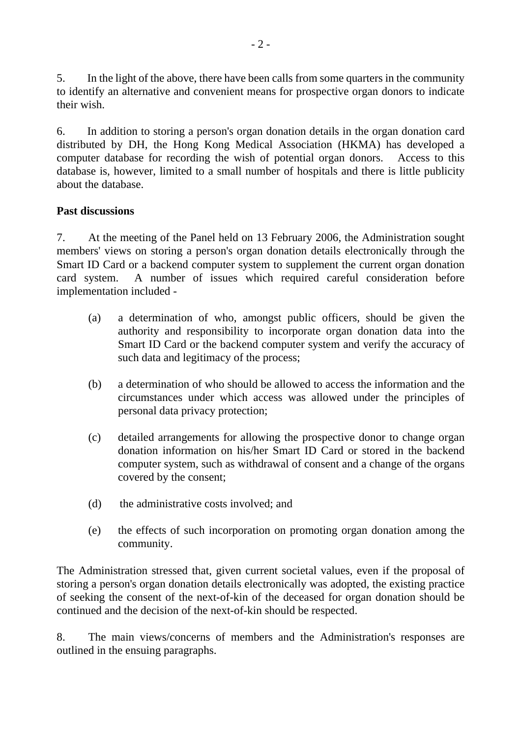5. In the light of the above, there have been calls from some quarters in the community to identify an alternative and convenient means for prospective organ donors to indicate their wish.

6. In addition to storing a person's organ donation details in the organ donation card distributed by DH, the Hong Kong Medical Association (HKMA) has developed a computer database for recording the wish of potential organ donors. Access to this database is, however, limited to a small number of hospitals and there is little publicity about the database.

**Past discussions**

7. At the meeting of the Panel held on 13 February 2006, the Administration sought members' views on storing a person's organ donation details electronically through the Smart ID Card or a backend computer system to supplement the current organ donation card system. A number of issues which required careful consideration before implementation included -

(a) a determination of who, amongst public officers, should be given the authority and responsibility to incorporate organ donation data into the Smart ID Card or the backend computer system and verify the accuracy of such data and legitimacy of the process;

(b) a determination of who should be allowed to access the information and the circumstances under which access was allowed under the principles of personal data privacy protection;

(c) detailed arrangements for allowing the prospective donor to change organ donation information on his/her Smart ID Card or stored in the backend computer system, such as withdrawal of consent and a change of the organs covered by the consent;

(d) the administrative costs involved; and

(e) the effects of such incorporation on promoting organ donation among the community.

The Administration stressed that, given current societal values, even if the proposal of storing a person's organ donation details electronically was adopted, the existing practice of seeking the consent of the next-of-kin of the deceased for organ donation should be continued and the decision of the next-of-kin should be respected.

8. The main views/concerns of members and the Administration's responses are outlined in the ensuing paragraphs.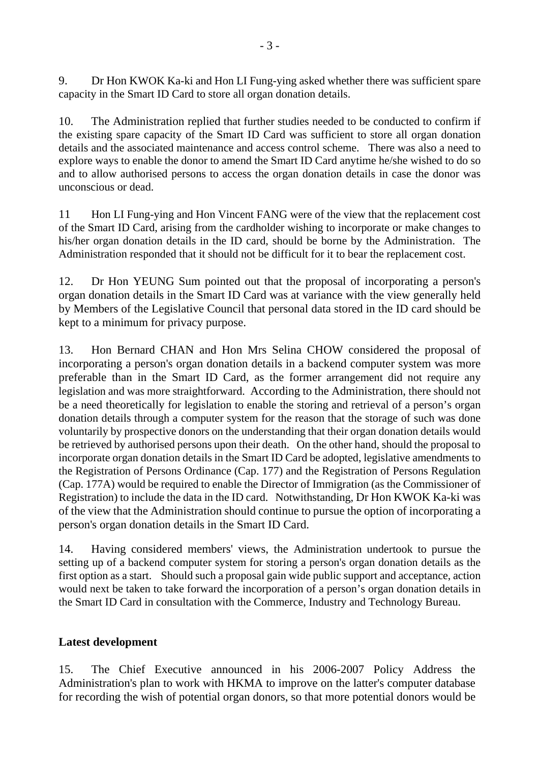9. Dr Hon KWOK Ka-ki and Hon LI Fung-ying asked whether there was sufficient spare capacity in the Smart ID Card to store all organ donation details.

10. The Administration replied that further studies needed to be conducted to confirm if the existing spare capacity of the Smart ID Card was sufficient to store all organ donation details and the associated maintenance and access control scheme. There was also a need to explore ways to enable the donor to amend the Smart ID Card anytime he/she wished to do so and to allow authorised persons to access the organ donation details in case the donor was unconscious or dead.

11 Hon LI Fung-ying and Hon Vincent FANG were of the view that the replacement cost of the Smart ID Card, arising from the cardholder wishing to incorporate or make changes to his/her organ donation details in the ID card, should be borne by the Administration. The Administration responded that it should not be difficult for it to bear the replacement cost.

12. Dr Hon YEUNG Sum pointed out that the proposal of incorporating a person's organ donation details in the Smart ID Card was at variance with the view generally held by Members of the Legislative Council that personal data stored in the ID card should be kept to a minimum for privacy purpose.

13. Hon Bernard CHAN and Hon Mrs Selina CHOW considered the proposal of incorporating a person's organ donation details in a backend computer system was more preferable than in the Smart ID Card, as the former arrangement did not require any legislation and was more straightforward. According to the Administration, there should not be a need theoretically for legislation to enable the storing and retrieval of a person's organ donation details through a computer system for the reason that the storage of such was done voluntarily by prospective donors on the understanding that their organ donation details would be retrieved by authorised persons upon their death. On the other hand, should the proposal to incorporate organ donation details in the Smart ID Card be adopted, legislative amendments to the Registration of Persons Ordinance (Cap. 177) and the Registration of Persons Regulation (Cap. 177A) would be required to enable the Director of Immigration (as the Commissioner of Registration) to include the data in the ID card. Notwithstanding, Dr Hon KWOK Ka-ki was of the view that the Administration should continue to pursue the option of incorporating a person's organ donation details in the Smart ID Card.

14. Having considered members' views, the Administration undertook to pursue the setting up of a backend computer system for storing a person's organ donation details as the first option as a start. Should such a proposal gain wide public support and acceptance, action would next be taken to take forward the incorporation of a person's organ donation details in the Smart ID Card in consultation with the Commerce, Industry and Technology Bureau.

**Latest development**

15. The Chief Executive announced in his 2006-2007 Policy Address the Administration's plan to work with HKMA to improve on the latter's computer database for recording the wish of potential organ donors, so that more potential donors would be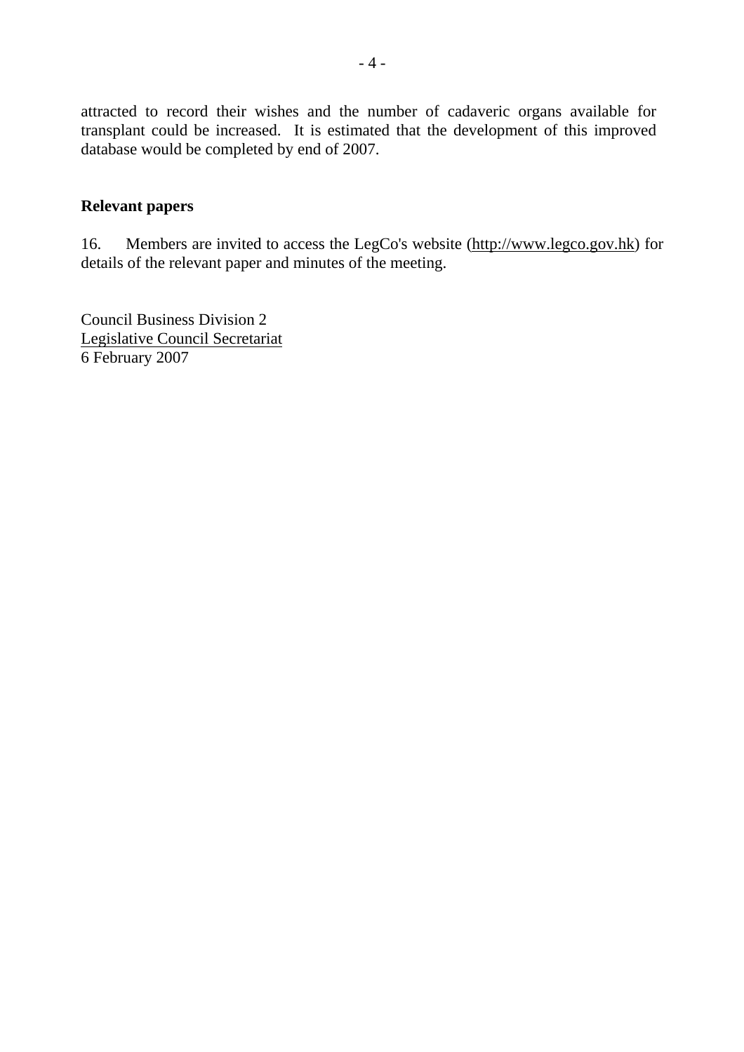attracted to record their wishes and the number of cadaveric organs available for transplant could be increased. It is estimated that the development of this improved database would be completed by end of 2007.

## Relevant papers

16. Members are invited to access the LegCo's website (http://www.legco.gov.hk) for details of the relevant paper and minutes of the meeting.

Council Business Division 2
Legislative Council Secretariat
6 February 2007